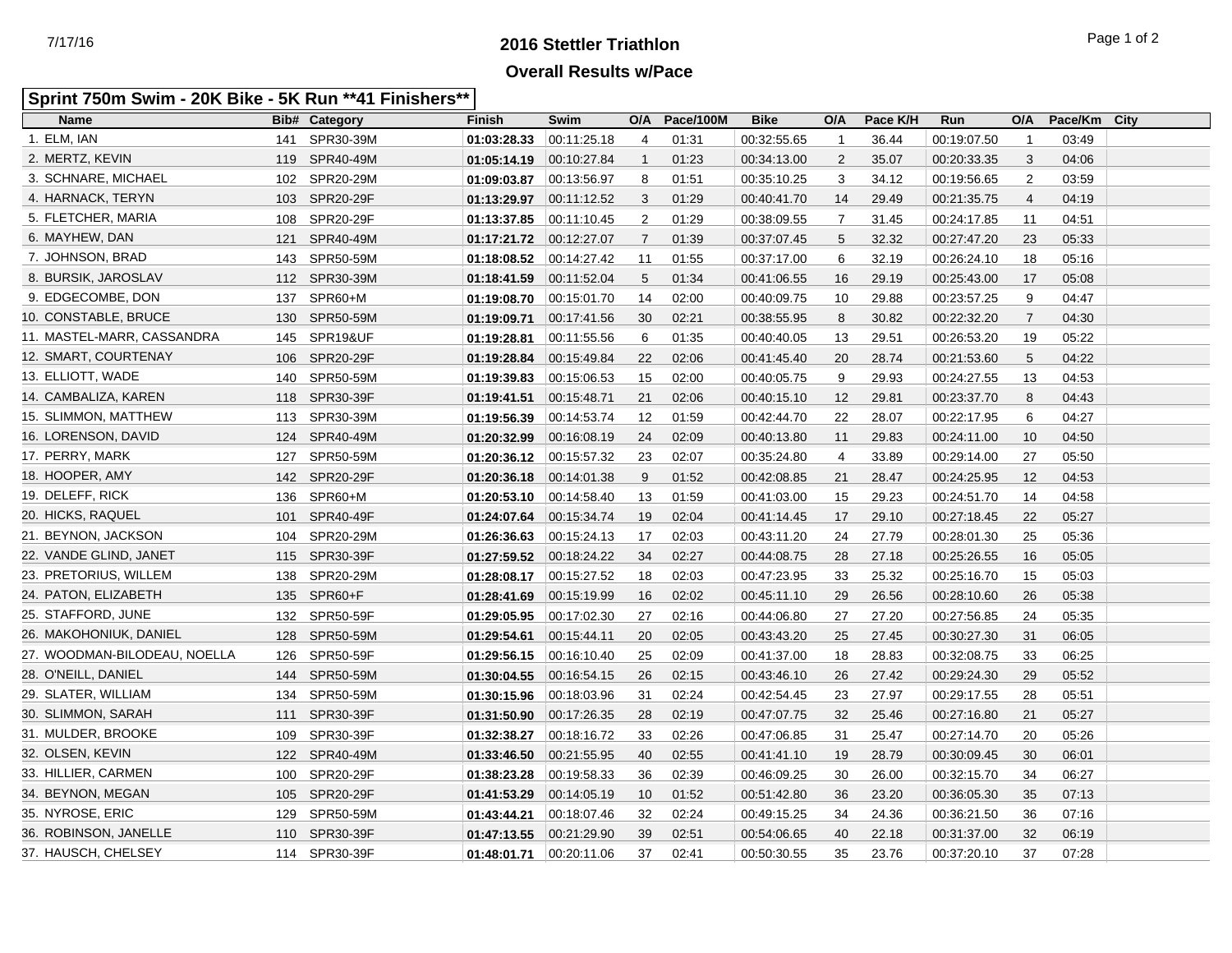# 2016 Stettler Triathlon

## Overall Results w/Pace

**Sprint 750m Swim - 20K Bike - 5K Run **41 Finishers****

| Name | Bib# | Category | Finish | Swim | O/A | Pace/100M | Bike | O/A | Pace K/H | Run | O/A | Pace/Km | City |
|---|---|---|---|---|---|---|---|---|---|---|---|---|---|
| 1. ELM, IAN | 141 | SPR30-39M | **01:03:28.33** | 00:11:25.18 | 4 | 01:31 | 00:32:55.65 | 1 | 36.44 | 00:19:07.50 | 1 | 03:49 | |
| 2. MERTZ, KEVIN | 119 | SPR40-49M | **01:05:14.19** | 00:10:27.84 | 1 | 01:23 | 00:34:13.00 | 2 | 35.07 | 00:20:33.35 | 3 | 04:06 | |
| 3. SCHNARE, MICHAEL | 102 | SPR20-29M | **01:09:03.87** | 00:13:56.97 | 8 | 01:51 | 00:35:10.25 | 3 | 34.12 | 00:19:56.65 | 2 | 03:59 | |
| 4. HARNACK, TERYN | 103 | SPR20-29F | **01:13:29.97** | 00:11:12.52 | 3 | 01:29 | 00:40:41.70 | 14 | 29.49 | 00:21:35.75 | 4 | 04:19 | |
| 5. FLETCHER, MARIA | 108 | SPR20-29F | **01:13:37.85** | 00:11:10.45 | 2 | 01:29 | 00:38:09.55 | 7 | 31.45 | 00:24:17.85 | 11 | 04:51 | |
| 6. MAYHEW, DAN | 121 | SPR40-49M | **01:17:21.72** | 00:12:27.07 | 7 | 01:39 | 00:37:07.45 | 5 | 32.32 | 00:27:47.20 | 23 | 05:33 | |
| 7. JOHNSON, BRAD | 143 | SPR50-59M | **01:18:08.52** | 00:14:27.42 | 11 | 01:55 | 00:37:17.00 | 6 | 32.19 | 00:26:24.10 | 18 | 05:16 | |
| 8. BURSIK, JAROSLAV | 112 | SPR30-39M | **01:18:41.59** | 00:11:52.04 | 5 | 01:34 | 00:41:06.55 | 16 | 29.19 | 00:25:43.00 | 17 | 05:08 | |
| 9. EDGECOMBE, DON | 137 | SPR60+M | **01:19:08.70** | 00:15:01.70 | 14 | 02:00 | 00:40:09.75 | 10 | 29.88 | 00:23:57.25 | 9 | 04:47 | |
| 10. CONSTABLE, BRUCE | 130 | SPR50-59M | **01:19:09.71** | 00:17:41.56 | 30 | 02:21 | 00:38:55.95 | 8 | 30.82 | 00:22:32.20 | 7 | 04:30 | |
| 11. MASTEL-MARR, CASSANDRA | 145 | SPR19&UF | **01:19:28.81** | 00:11:55.56 | 6 | 01:35 | 00:40:40.05 | 13 | 29.51 | 00:26:53.20 | 19 | 05:22 | |
| 12. SMART, COURTENAY | 106 | SPR20-29F | **01:19:28.84** | 00:15:49.84 | 22 | 02:06 | 00:41:45.40 | 20 | 28.74 | 00:21:53.60 | 5 | 04:22 | |
| 13. ELLIOTT, WADE | 140 | SPR50-59M | **01:19:39.83** | 00:15:06.53 | 15 | 02:00 | 00:40:05.75 | 9 | 29.93 | 00:24:27.55 | 13 | 04:53 | |
| 14. CAMBALIZA, KAREN | 118 | SPR30-39F | **01:19:41.51** | 00:15:48.71 | 21 | 02:06 | 00:40:15.10 | 12 | 29.81 | 00:23:37.70 | 8 | 04:43 | |
| 15. SLIMMON, MATTHEW | 113 | SPR30-39M | **01:19:56.39** | 00:14:53.74 | 12 | 01:59 | 00:42:44.70 | 22 | 28.07 | 00:22:17.95 | 6 | 04:27 | |
| 16. LORENSON, DAVID | 124 | SPR40-49M | **01:20:32.99** | 00:16:08.19 | 24 | 02:09 | 00:40:13.80 | 11 | 29.83 | 00:24:11.00 | 10 | 04:50 | |
| 17. PERRY, MARK | 127 | SPR50-59M | **01:20:36.12** | 00:15:57.32 | 23 | 02:07 | 00:35:24.80 | 4 | 33.89 | 00:29:14.00 | 27 | 05:50 | |
| 18. HOOPER, AMY | 142 | SPR20-29F | **01:20:36.18** | 00:14:01.38 | 9 | 01:52 | 00:42:08.85 | 21 | 28.47 | 00:24:25.95 | 12 | 04:53 | |
| 19. DELEFF, RICK | 136 | SPR60+M | **01:20:53.10** | 00:14:58.40 | 13 | 01:59 | 00:41:03.00 | 15 | 29.23 | 00:24:51.70 | 14 | 04:58 | |
| 20. HICKS, RAQUEL | 101 | SPR40-49F | **01:24:07.64** | 00:15:34.74 | 19 | 02:04 | 00:41:14.45 | 17 | 29.10 | 00:27:18.45 | 22 | 05:27 | |
| 21. BEYNON, JACKSON | 104 | SPR20-29M | **01:26:36.63** | 00:15:24.13 | 17 | 02:03 | 00:43:11.20 | 24 | 27.79 | 00:28:01.30 | 25 | 05:36 | |
| 22. VANDE GLIND, JANET | 115 | SPR30-39F | **01:27:59.52** | 00:18:24.22 | 34 | 02:27 | 00:44:08.75 | 28 | 27.18 | 00:25:26.55 | 16 | 05:05 | |
| 23. PRETORIUS, WILLEM | 138 | SPR20-29M | **01:28:08.17** | 00:15:27.52 | 18 | 02:03 | 00:47:23.95 | 33 | 25.32 | 00:25:16.70 | 15 | 05:03 | |
| 24. PATON, ELIZABETH | 135 | SPR60+F | **01:28:41.69** | 00:15:19.99 | 16 | 02:02 | 00:45:11.10 | 29 | 26.56 | 00:28:10.60 | 26 | 05:38 | |
| 25. STAFFORD, JUNE | 132 | SPR50-59F | **01:29:05.95** | 00:17:02.30 | 27 | 02:16 | 00:44:06.80 | 27 | 27.20 | 00:27:56.85 | 24 | 05:35 | |
| 26. MAKOHONIUK, DANIEL | 128 | SPR50-59M | **01:29:54.61** | 00:15:44.11 | 20 | 02:05 | 00:43:43.20 | 25 | 27.45 | 00:30:27.30 | 31 | 06:05 | |
| 27. WOODMAN-BILODEAU, NOELLA | 126 | SPR50-59F | **01:29:56.15** | 00:16:10.40 | 25 | 02:09 | 00:41:37.00 | 18 | 28.83 | 00:32:08.75 | 33 | 06:25 | |
| 28. O'NEILL, DANIEL | 144 | SPR50-59M | **01:30:04.55** | 00:16:54.15 | 26 | 02:15 | 00:43:46.10 | 26 | 27.42 | 00:29:24.30 | 29 | 05:52 | |
| 29. SLATER, WILLIAM | 134 | SPR50-59M | **01:30:15.96** | 00:18:03.96 | 31 | 02:24 | 00:42:54.45 | 23 | 27.97 | 00:29:17.55 | 28 | 05:51 | |
| 30. SLIMMON, SARAH | 111 | SPR30-39F | **01:31:50.90** | 00:17:26.35 | 28 | 02:19 | 00:47:07.75 | 32 | 25.46 | 00:27:16.80 | 21 | 05:27 | |
| 31. MULDER, BROOKE | 109 | SPR30-39F | **01:32:38.27** | 00:18:16.72 | 33 | 02:26 | 00:47:06.85 | 31 | 25.47 | 00:27:14.70 | 20 | 05:26 | |
| 32. OLSEN, KEVIN | 122 | SPR40-49M | **01:33:46.50** | 00:21:55.95 | 40 | 02:55 | 00:41:41.10 | 19 | 28.79 | 00:30:09.45 | 30 | 06:01 | |
| 33. HILLIER, CARMEN | 100 | SPR20-29F | **01:38:23.28** | 00:19:58.33 | 36 | 02:39 | 00:46:09.25 | 30 | 26.00 | 00:32:15.70 | 34 | 06:27 | |
| 34. BEYNON, MEGAN | 105 | SPR20-29F | **01:41:53.29** | 00:14:05.19 | 10 | 01:52 | 00:51:42.80 | 36 | 23.20 | 00:36:05.30 | 35 | 07:13 | |
| 35. NYROSE, ERIC | 129 | SPR50-59M | **01:43:44.21** | 00:18:07.46 | 32 | 02:24 | 00:49:15.25 | 34 | 24.36 | 00:36:21.50 | 36 | 07:16 | |
| 36. ROBINSON, JANELLE | 110 | SPR30-39F | **01:47:13.55** | 00:21:29.90 | 39 | 02:51 | 00:54:06.65 | 40 | 22.18 | 00:31:37.00 | 32 | 06:19 | |
| 37. HAUSCH, CHELSEY | 114 | SPR30-39F | **01:48:01.71** | 00:20:11.06 | 37 | 02:41 | 00:50:30.55 | 35 | 23.76 | 00:37:20.10 | 37 | 07:28 | |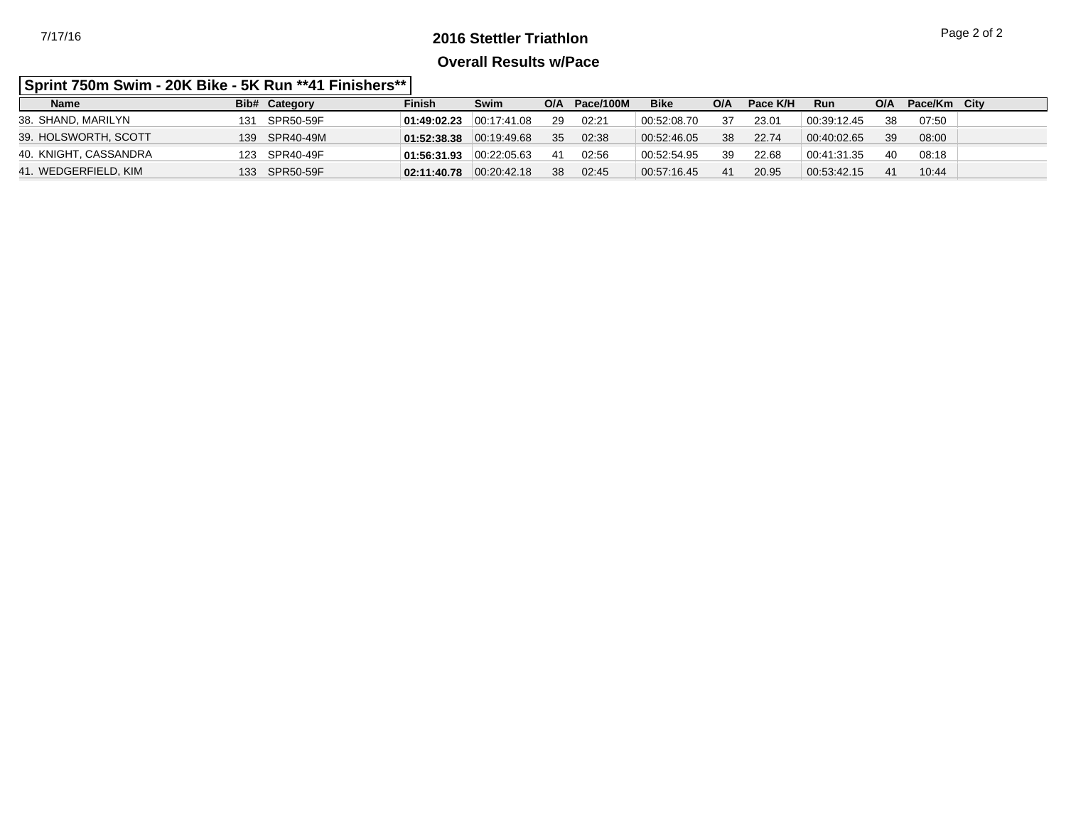## Sprint 750m Swim - 20K Bike - 5K Run **41 Finishers**

| Name | Bib# | Category | Finish | Swim | O/A | Pace/100M | Bike | O/A | Pace K/H | Run | O/A | Pace/Km | City |
|---|---|---|---|---|---|---|---|---|---|---|---|---|---|
| 38. SHAND, MARILYN | 131 | SPR50-59F | **01:49:02.23** | 00:17:41.08 | 29 | 02:21 | 00:52:08.70 | 37 | 23.01 | 00:39:12.45 | 38 | 07:50 | |
| 39. HOLSWORTH, SCOTT | 139 | SPR40-49M | **01:52:38.38** | 00:19:49.68 | 35 | 02:38 | 00:52:46.05 | 38 | 22.74 | 00:40:02.65 | 39 | 08:00 | |
| 40. KNIGHT, CASSANDRA | 123 | SPR40-49F | **01:56:31.93** | 00:22:05.63 | 41 | 02:56 | 00:52:54.95 | 39 | 22.68 | 00:41:31.35 | 40 | 08:18 | |
| 41. WEDGERFIELD, KIM | 133 | SPR50-59F | **02:11:40.78** | 00:20:42.18 | 38 | 02:45 | 00:57:16.45 | 41 | 20.95 | 00:53:42.15 | 41 | 10:44 | |